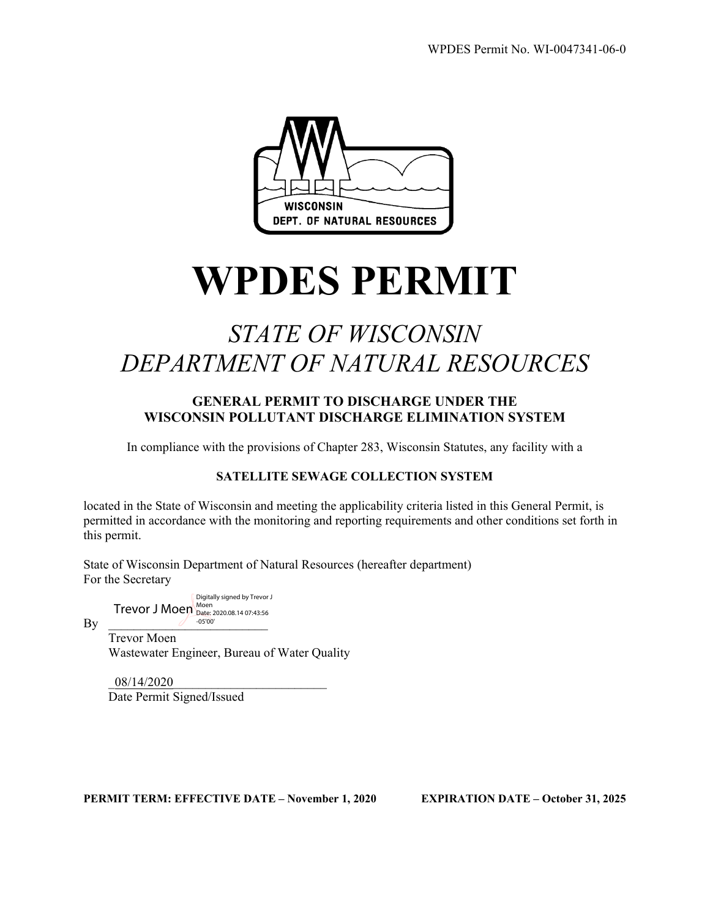WPDES Permit No. WI-0047341-06-0

WISCONSIN
DEPT. OF NATURAL RESOURCES

# WPDES PERMIT

## *STATE OF WISCONSIN*
## *DEPARTMENT OF NATURAL RESOURCES*

### GENERAL PERMIT TO DISCHARGE UNDER THE WISCONSIN POLLUTANT DISCHARGE ELIMINATION SYSTEM

In compliance with the provisions of Chapter 283, Wisconsin Statutes, any facility with a

**SATELLITE SEWAGE COLLECTION SYSTEM**

located in the State of Wisconsin and meeting the applicability criteria listed in this General Permit, is permitted in accordance with the monitoring and reporting requirements and other conditions set forth in this permit.

State of Wisconsin Department of Natural Resources (hereafter department)
For the Secretary

By Trevor J Moen Digitally signed by Trevor J Moen Date: 2020.08.14 07:43:56 -05'00'

Trevor Moen
Wastewater Engineer, Bureau of Water Quality

08/14/2020
Date Permit Signed/Issued

**PERMIT TERM: EFFECTIVE DATE – November 1, 2020 EXPIRATION DATE – October 31, 2025**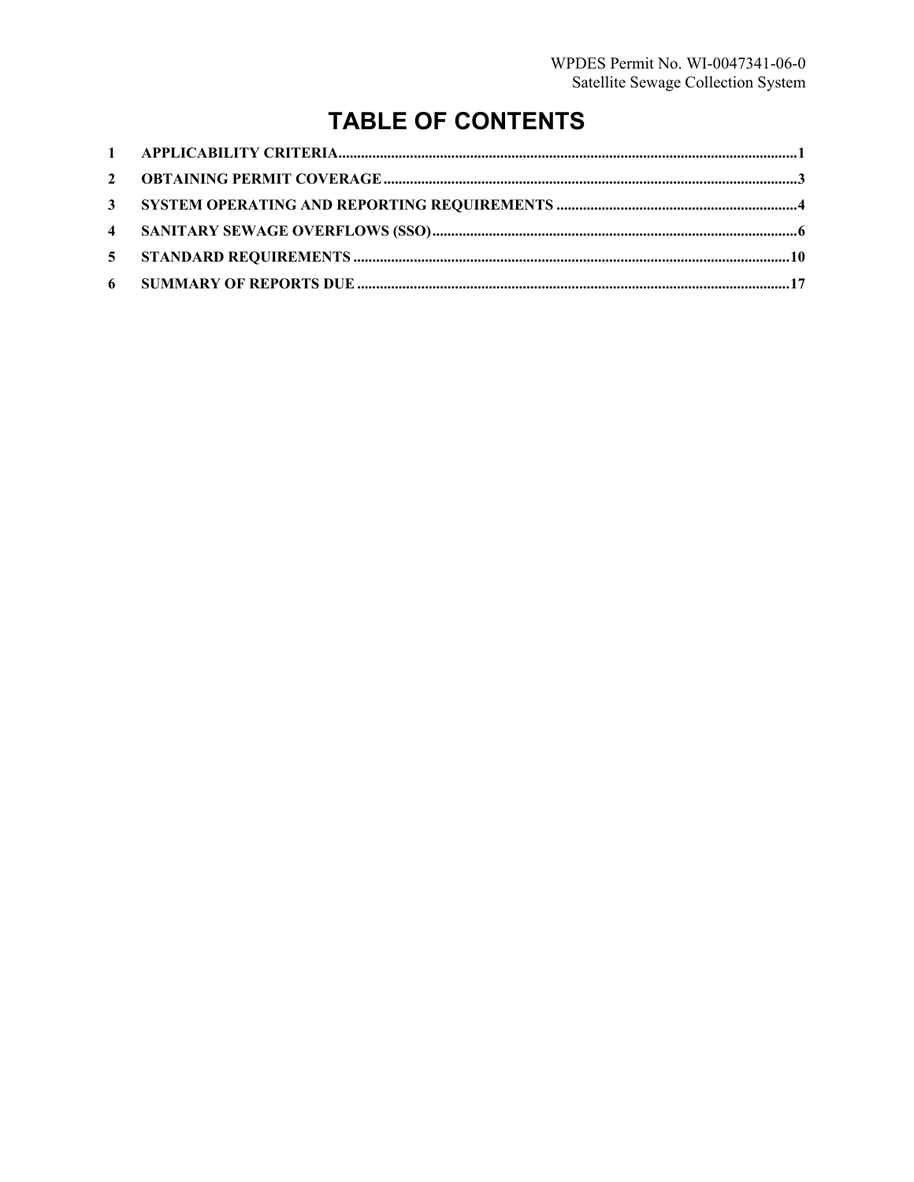# TABLE OF CONTENTS

| | | |
|---|---|---|
| 1 | APPLICABILITY CRITERIA | 1 |
| 2 | OBTAINING PERMIT COVERAGE | 3 |
| 3 | SYSTEM OPERATING AND REPORTING REQUIREMENTS | 4 |
| 4 | SANITARY SEWAGE OVERFLOWS (SSO) | 6 |
| 5 | STANDARD REQUIREMENTS | 10 |
| 6 | SUMMARY OF REPORTS DUE | 17 |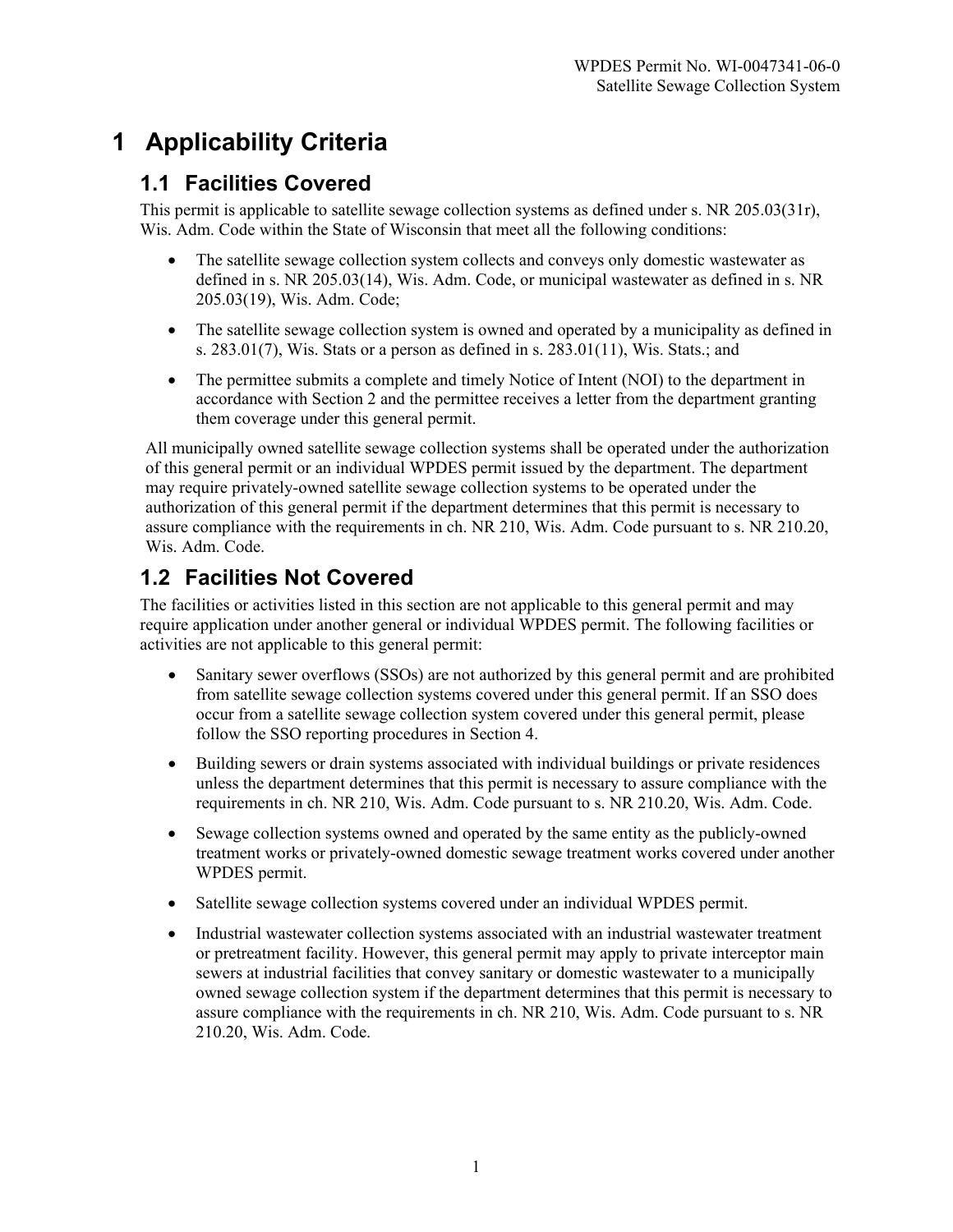# 1 Applicability Criteria

## 1.1 Facilities Covered

This permit is applicable to satellite sewage collection systems as defined under s. NR 205.03(31r), Wis. Adm. Code within the State of Wisconsin that meet all the following conditions:

- The satellite sewage collection system collects and conveys only domestic wastewater as defined in s. NR 205.03(14), Wis. Adm. Code, or municipal wastewater as defined in s. NR 205.03(19), Wis. Adm. Code;
- The satellite sewage collection system is owned and operated by a municipality as defined in s. 283.01(7), Wis. Stats or a person as defined in s. 283.01(11), Wis. Stats.; and
- The permittee submits a complete and timely Notice of Intent (NOI) to the department in accordance with Section 2 and the permittee receives a letter from the department granting them coverage under this general permit.

All municipally owned satellite sewage collection systems shall be operated under the authorization of this general permit or an individual WPDES permit issued by the department. The department may require privately-owned satellite sewage collection systems to be operated under the authorization of this general permit if the department determines that this permit is necessary to assure compliance with the requirements in ch. NR 210, Wis. Adm. Code pursuant to s. NR 210.20, Wis. Adm. Code.

## 1.2 Facilities Not Covered

The facilities or activities listed in this section are not applicable to this general permit and may require application under another general or individual WPDES permit. The following facilities or activities are not applicable to this general permit:

- Sanitary sewer overflows (SSOs) are not authorized by this general permit and are prohibited from satellite sewage collection systems covered under this general permit. If an SSO does occur from a satellite sewage collection system covered under this general permit, please follow the SSO reporting procedures in Section 4.
- Building sewers or drain systems associated with individual buildings or private residences unless the department determines that this permit is necessary to assure compliance with the requirements in ch. NR 210, Wis. Adm. Code pursuant to s. NR 210.20, Wis. Adm. Code.
- Sewage collection systems owned and operated by the same entity as the publicly-owned treatment works or privately-owned domestic sewage treatment works covered under another WPDES permit.
- Satellite sewage collection systems covered under an individual WPDES permit.
- Industrial wastewater collection systems associated with an industrial wastewater treatment or pretreatment facility. However, this general permit may apply to private interceptor main sewers at industrial facilities that convey sanitary or domestic wastewater to a municipally owned sewage collection system if the department determines that this permit is necessary to assure compliance with the requirements in ch. NR 210, Wis. Adm. Code pursuant to s. NR 210.20, Wis. Adm. Code.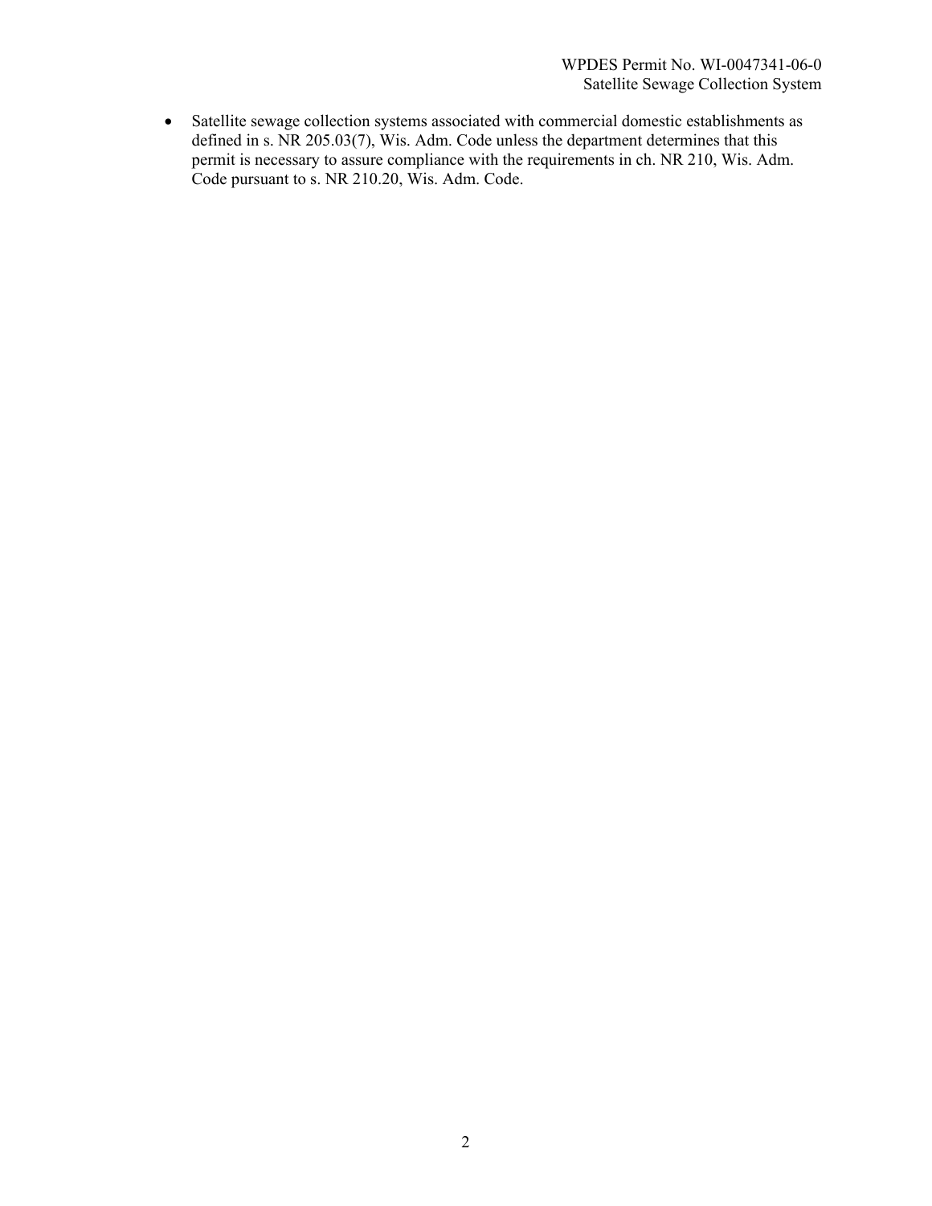- Satellite sewage collection systems associated with commercial domestic establishments as defined in s. NR 205.03(7), Wis. Adm. Code unless the department determines that this permit is necessary to assure compliance with the requirements in ch. NR 210, Wis. Adm. Code pursuant to s. NR 210.20, Wis. Adm. Code.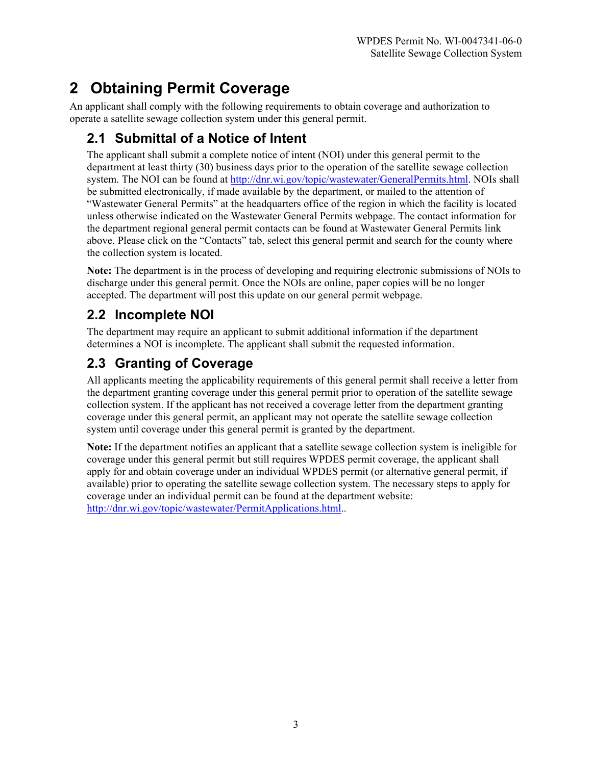# 2 Obtaining Permit Coverage

An applicant shall comply with the following requirements to obtain coverage and authorization to operate a satellite sewage collection system under this general permit.

## 2.1 Submittal of a Notice of Intent

The applicant shall submit a complete notice of intent (NOI) under this general permit to the department at least thirty (30) business days prior to the operation of the satellite sewage collection system. The NOI can be found at http://dnr.wi.gov/topic/wastewater/GeneralPermits.html. NOIs shall be submitted electronically, if made available by the department, or mailed to the attention of "Wastewater General Permits" at the headquarters office of the region in which the facility is located unless otherwise indicated on the Wastewater General Permits webpage. The contact information for the department regional general permit contacts can be found at Wastewater General Permits link above. Please click on the "Contacts" tab, select this general permit and search for the county where the collection system is located.

**Note:** The department is in the process of developing and requiring electronic submissions of NOIs to discharge under this general permit. Once the NOIs are online, paper copies will be no longer accepted. The department will post this update on our general permit webpage.

## 2.2 Incomplete NOI

The department may require an applicant to submit additional information if the department determines a NOI is incomplete. The applicant shall submit the requested information.

## 2.3 Granting of Coverage

All applicants meeting the applicability requirements of this general permit shall receive a letter from the department granting coverage under this general permit prior to operation of the satellite sewage collection system. If the applicant has not received a coverage letter from the department granting coverage under this general permit, an applicant may not operate the satellite sewage collection system until coverage under this general permit is granted by the department.

**Note:** If the department notifies an applicant that a satellite sewage collection system is ineligible for coverage under this general permit but still requires WPDES permit coverage, the applicant shall apply for and obtain coverage under an individual WPDES permit (or alternative general permit, if available) prior to operating the satellite sewage collection system. The necessary steps to apply for coverage under an individual permit can be found at the department website: http://dnr.wi.gov/topic/wastewater/PermitApplications.html..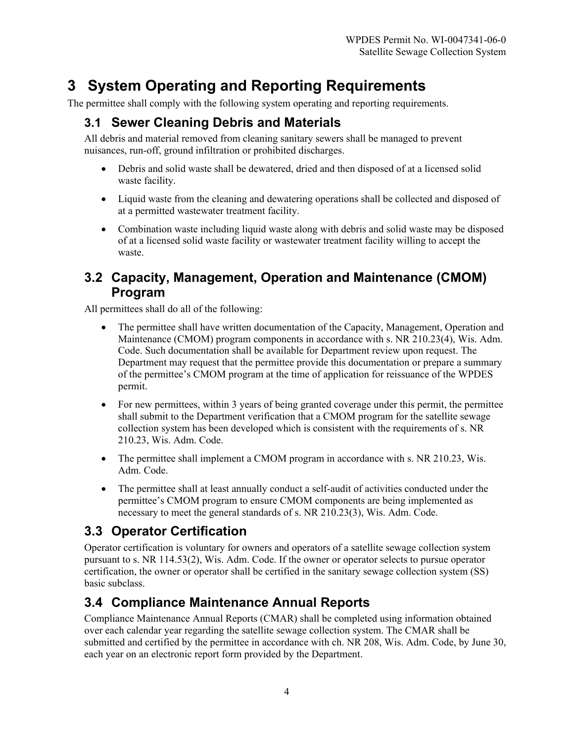# 3 System Operating and Reporting Requirements

The permittee shall comply with the following system operating and reporting requirements.

## 3.1 Sewer Cleaning Debris and Materials

All debris and material removed from cleaning sanitary sewers shall be managed to prevent nuisances, run-off, ground infiltration or prohibited discharges.

- Debris and solid waste shall be dewatered, dried and then disposed of at a licensed solid waste facility.
- Liquid waste from the cleaning and dewatering operations shall be collected and disposed of at a permitted wastewater treatment facility.
- Combination waste including liquid waste along with debris and solid waste may be disposed of at a licensed solid waste facility or wastewater treatment facility willing to accept the waste.

## 3.2 Capacity, Management, Operation and Maintenance (CMOM) Program

All permittees shall do all of the following:

- The permittee shall have written documentation of the Capacity, Management, Operation and Maintenance (CMOM) program components in accordance with s. NR 210.23(4), Wis. Adm. Code. Such documentation shall be available for Department review upon request. The Department may request that the permittee provide this documentation or prepare a summary of the permittee's CMOM program at the time of application for reissuance of the WPDES permit.
- For new permittees, within 3 years of being granted coverage under this permit, the permittee shall submit to the Department verification that a CMOM program for the satellite sewage collection system has been developed which is consistent with the requirements of s. NR 210.23, Wis. Adm. Code.
- The permittee shall implement a CMOM program in accordance with s. NR 210.23, Wis. Adm. Code.
- The permittee shall at least annually conduct a self-audit of activities conducted under the permittee's CMOM program to ensure CMOM components are being implemented as necessary to meet the general standards of s. NR 210.23(3), Wis. Adm. Code.

## 3.3 Operator Certification

Operator certification is voluntary for owners and operators of a satellite sewage collection system pursuant to s. NR 114.53(2), Wis. Adm. Code. If the owner or operator selects to pursue operator certification, the owner or operator shall be certified in the sanitary sewage collection system (SS) basic subclass.

## 3.4 Compliance Maintenance Annual Reports

Compliance Maintenance Annual Reports (CMAR) shall be completed using information obtained over each calendar year regarding the satellite sewage collection system. The CMAR shall be submitted and certified by the permittee in accordance with ch. NR 208, Wis. Adm. Code, by June 30, each year on an electronic report form provided by the Department.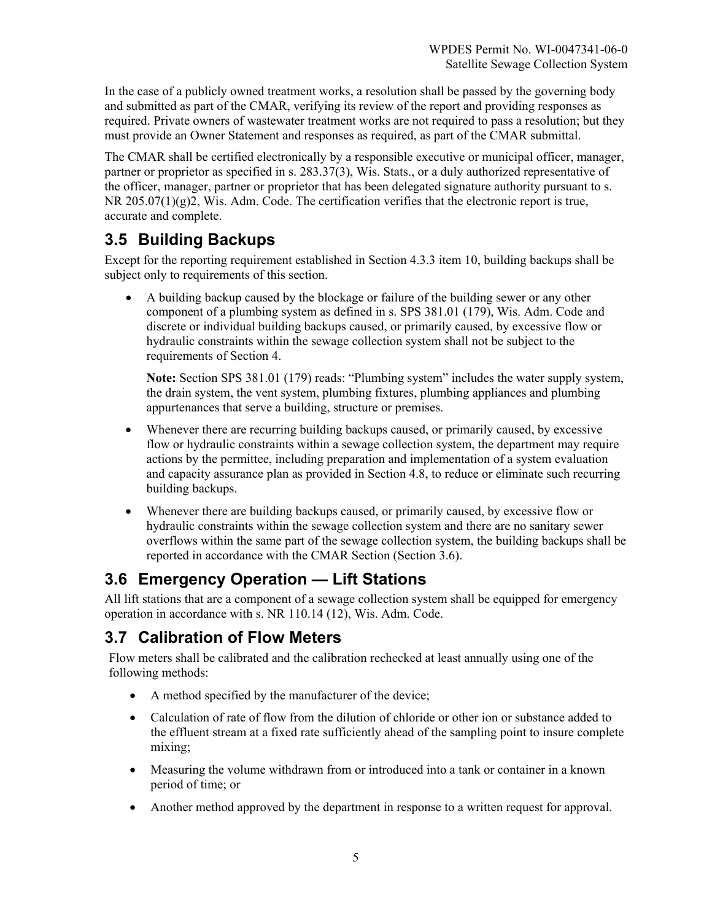In the case of a publicly owned treatment works, a resolution shall be passed by the governing body and submitted as part of the CMAR, verifying its review of the report and providing responses as required. Private owners of wastewater treatment works are not required to pass a resolution; but they must provide an Owner Statement and responses as required, as part of the CMAR submittal.

The CMAR shall be certified electronically by a responsible executive or municipal officer, manager, partner or proprietor as specified in s. 283.37(3), Wis. Stats., or a duly authorized representative of the officer, manager, partner or proprietor that has been delegated signature authority pursuant to s. NR 205.07(1)(g)2, Wis. Adm. Code. The certification verifies that the electronic report is true, accurate and complete.

## 3.5 Building Backups

Except for the reporting requirement established in Section 4.3.3 item 10, building backups shall be subject only to requirements of this section.

- A building backup caused by the blockage or failure of the building sewer or any other component of a plumbing system as defined in s. SPS 381.01 (179), Wis. Adm. Code and discrete or individual building backups caused, or primarily caused, by excessive flow or hydraulic constraints within the sewage collection system shall not be subject to the requirements of Section 4.

  **Note:** Section SPS 381.01 (179) reads: "Plumbing system" includes the water supply system, the drain system, the vent system, plumbing fixtures, plumbing appliances and plumbing appurtenances that serve a building, structure or premises.

- Whenever there are recurring building backups caused, or primarily caused, by excessive flow or hydraulic constraints within a sewage collection system, the department may require actions by the permittee, including preparation and implementation of a system evaluation and capacity assurance plan as provided in Section 4.8, to reduce or eliminate such recurring building backups.

- Whenever there are building backups caused, or primarily caused, by excessive flow or hydraulic constraints within the sewage collection system and there are no sanitary sewer overflows within the same part of the sewage collection system, the building backups shall be reported in accordance with the CMAR Section (Section 3.6).

## 3.6 Emergency Operation — Lift Stations

All lift stations that are a component of a sewage collection system shall be equipped for emergency operation in accordance with s. NR 110.14 (12), Wis. Adm. Code.

## 3.7 Calibration of Flow Meters

Flow meters shall be calibrated and the calibration rechecked at least annually using one of the following methods:

- A method specified by the manufacturer of the device;
- Calculation of rate of flow from the dilution of chloride or other ion or substance added to the effluent stream at a fixed rate sufficiently ahead of the sampling point to insure complete mixing;
- Measuring the volume withdrawn from or introduced into a tank or container in a known period of time; or
- Another method approved by the department in response to a written request for approval.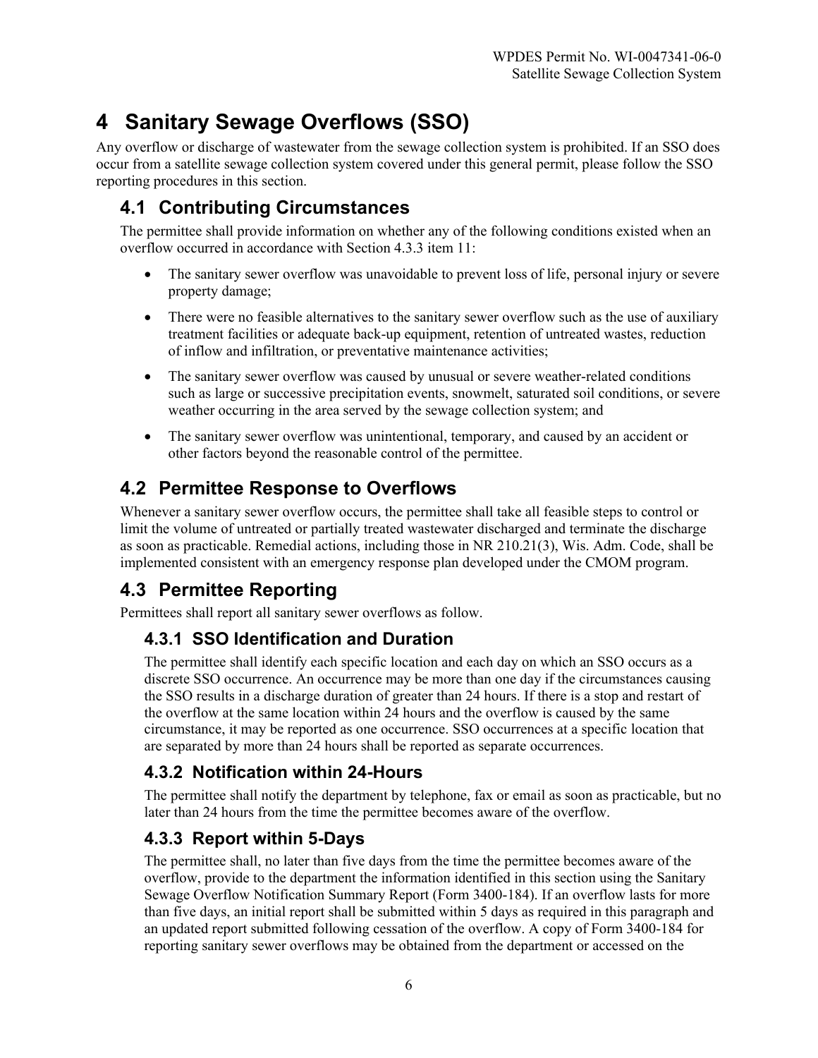# 4 Sanitary Sewage Overflows (SSO)

Any overflow or discharge of wastewater from the sewage collection system is prohibited. If an SSO does occur from a satellite sewage collection system covered under this general permit, please follow the SSO reporting procedures in this section.

## 4.1 Contributing Circumstances

The permittee shall provide information on whether any of the following conditions existed when an overflow occurred in accordance with Section 4.3.3 item 11:

- The sanitary sewer overflow was unavoidable to prevent loss of life, personal injury or severe property damage;
- There were no feasible alternatives to the sanitary sewer overflow such as the use of auxiliary treatment facilities or adequate back-up equipment, retention of untreated wastes, reduction of inflow and infiltration, or preventative maintenance activities;
- The sanitary sewer overflow was caused by unusual or severe weather-related conditions such as large or successive precipitation events, snowmelt, saturated soil conditions, or severe weather occurring in the area served by the sewage collection system; and
- The sanitary sewer overflow was unintentional, temporary, and caused by an accident or other factors beyond the reasonable control of the permittee.

## 4.2 Permittee Response to Overflows

Whenever a sanitary sewer overflow occurs, the permittee shall take all feasible steps to control or limit the volume of untreated or partially treated wastewater discharged and terminate the discharge as soon as practicable. Remedial actions, including those in NR 210.21(3), Wis. Adm. Code, shall be implemented consistent with an emergency response plan developed under the CMOM program.

## 4.3 Permittee Reporting

Permittees shall report all sanitary sewer overflows as follow.

### 4.3.1 SSO Identification and Duration

The permittee shall identify each specific location and each day on which an SSO occurs as a discrete SSO occurrence. An occurrence may be more than one day if the circumstances causing the SSO results in a discharge duration of greater than 24 hours. If there is a stop and restart of the overflow at the same location within 24 hours and the overflow is caused by the same circumstance, it may be reported as one occurrence. SSO occurrences at a specific location that are separated by more than 24 hours shall be reported as separate occurrences.

### 4.3.2 Notification within 24-Hours

The permittee shall notify the department by telephone, fax or email as soon as practicable, but no later than 24 hours from the time the permittee becomes aware of the overflow.

### 4.3.3 Report within 5-Days

The permittee shall, no later than five days from the time the permittee becomes aware of the overflow, provide to the department the information identified in this section using the Sanitary Sewage Overflow Notification Summary Report (Form 3400-184). If an overflow lasts for more than five days, an initial report shall be submitted within 5 days as required in this paragraph and an updated report submitted following cessation of the overflow. A copy of Form 3400-184 for reporting sanitary sewer overflows may be obtained from the department or accessed on the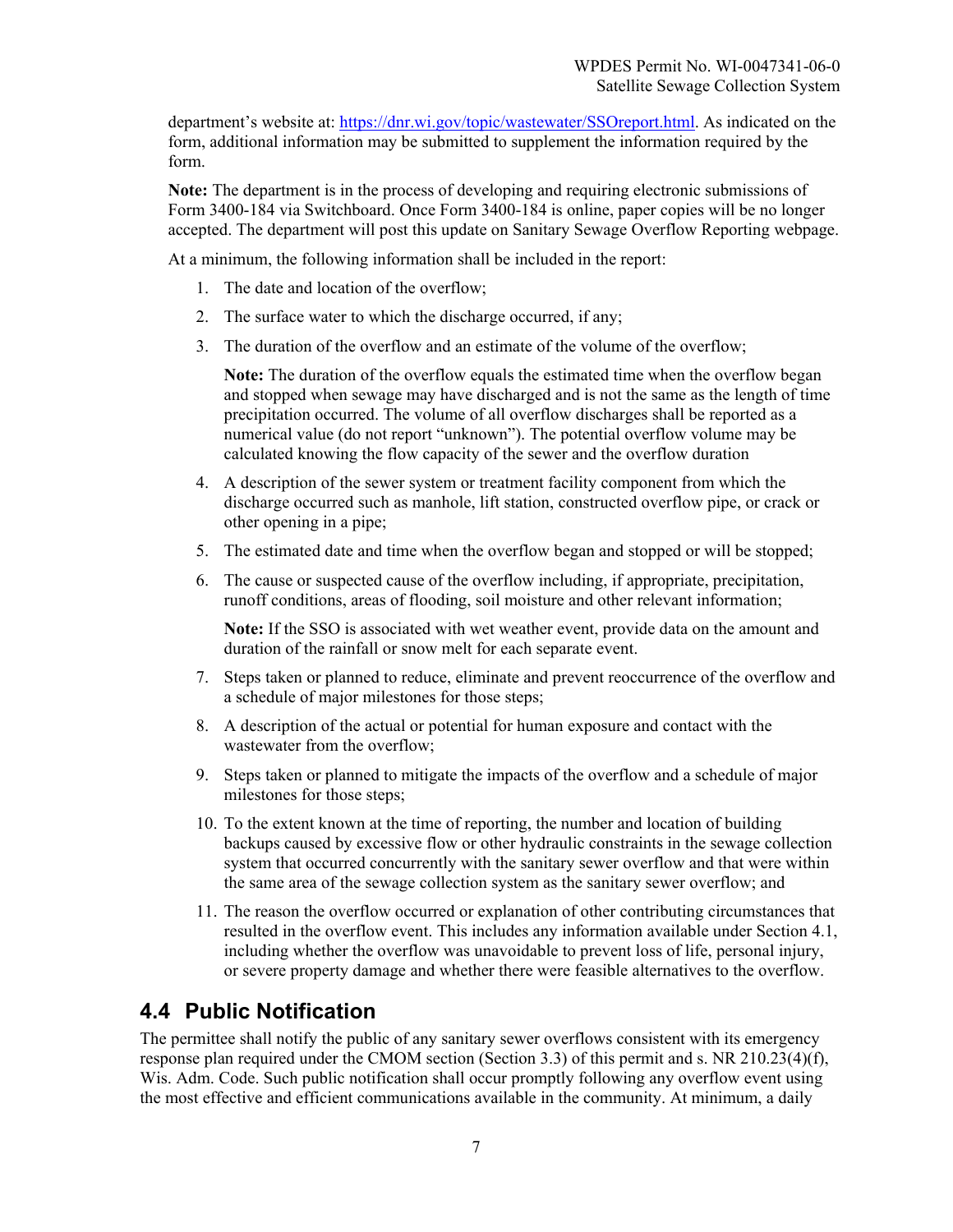department's website at: https://dnr.wi.gov/topic/wastewater/SSOreport.html. As indicated on the form, additional information may be submitted to supplement the information required by the form.

**Note:** The department is in the process of developing and requiring electronic submissions of Form 3400-184 via Switchboard. Once Form 3400-184 is online, paper copies will be no longer accepted. The department will post this update on Sanitary Sewage Overflow Reporting webpage.

At a minimum, the following information shall be included in the report:

1. The date and location of the overflow;
2. The surface water to which the discharge occurred, if any;
3. The duration of the overflow and an estimate of the volume of the overflow;

   **Note:** The duration of the overflow equals the estimated time when the overflow began and stopped when sewage may have discharged and is not the same as the length of time precipitation occurred. The volume of all overflow discharges shall be reported as a numerical value (do not report "unknown"). The potential overflow volume may be calculated knowing the flow capacity of the sewer and the overflow duration
4. A description of the sewer system or treatment facility component from which the discharge occurred such as manhole, lift station, constructed overflow pipe, or crack or other opening in a pipe;
5. The estimated date and time when the overflow began and stopped or will be stopped;
6. The cause or suspected cause of the overflow including, if appropriate, precipitation, runoff conditions, areas of flooding, soil moisture and other relevant information;

   **Note:** If the SSO is associated with wet weather event, provide data on the amount and duration of the rainfall or snow melt for each separate event.
7. Steps taken or planned to reduce, eliminate and prevent reoccurrence of the overflow and a schedule of major milestones for those steps;
8. A description of the actual or potential for human exposure and contact with the wastewater from the overflow;
9. Steps taken or planned to mitigate the impacts of the overflow and a schedule of major milestones for those steps;
10. To the extent known at the time of reporting, the number and location of building backups caused by excessive flow or other hydraulic constraints in the sewage collection system that occurred concurrently with the sanitary sewer overflow and that were within the same area of the sewage collection system as the sanitary sewer overflow; and
11. The reason the overflow occurred or explanation of other contributing circumstances that resulted in the overflow event. This includes any information available under Section 4.1, including whether the overflow was unavoidable to prevent loss of life, personal injury, or severe property damage and whether there were feasible alternatives to the overflow.

## 4.4 Public Notification

The permittee shall notify the public of any sanitary sewer overflows consistent with its emergency response plan required under the CMOM section (Section 3.3) of this permit and s. NR 210.23(4)(f), Wis. Adm. Code. Such public notification shall occur promptly following any overflow event using the most effective and efficient communications available in the community. At minimum, a daily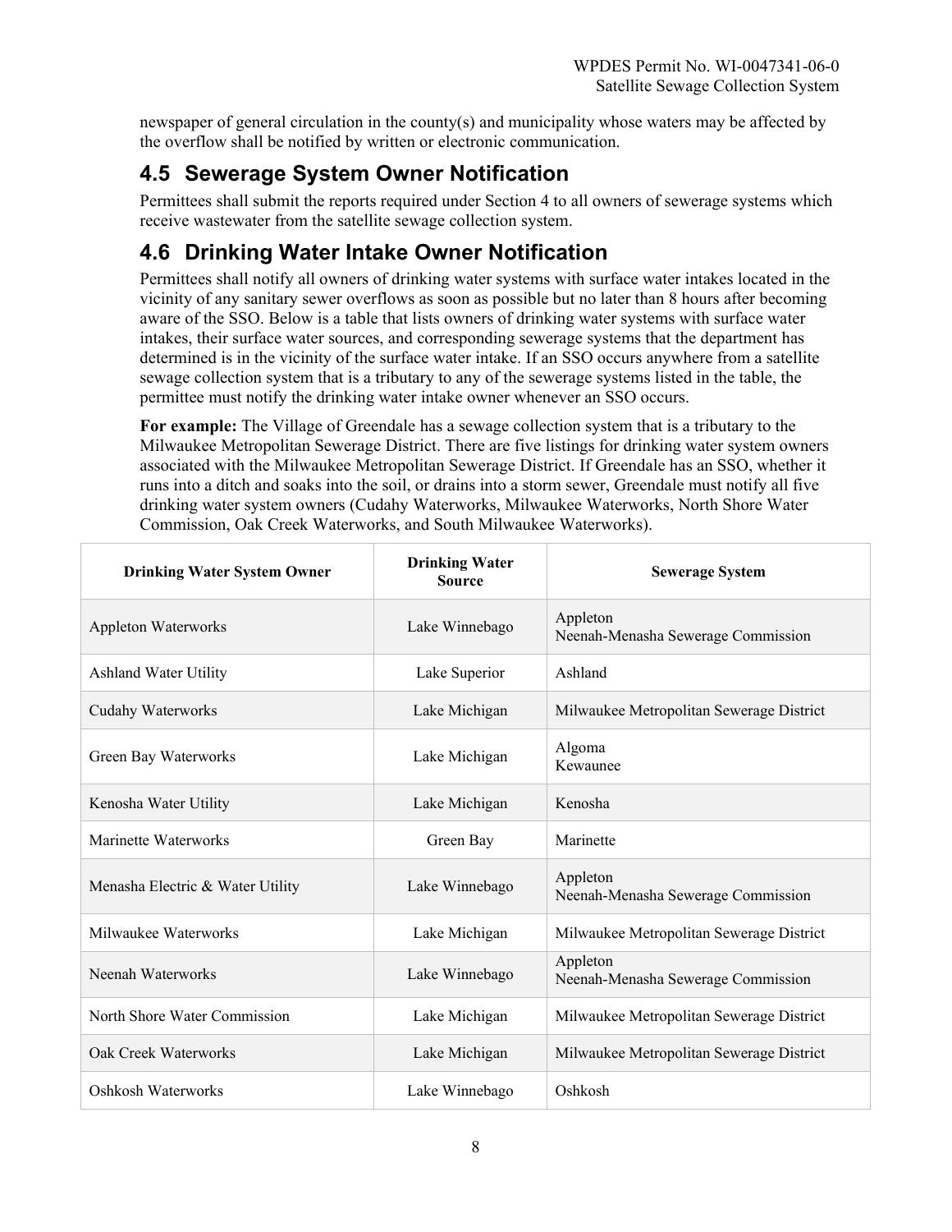newspaper of general circulation in the county(s) and municipality whose waters may be affected by the overflow shall be notified by written or electronic communication.

## 4.5 Sewerage System Owner Notification

Permittees shall submit the reports required under Section 4 to all owners of sewerage systems which receive wastewater from the satellite sewage collection system.

## 4.6 Drinking Water Intake Owner Notification

Permittees shall notify all owners of drinking water systems with surface water intakes located in the vicinity of any sanitary sewer overflows as soon as possible but no later than 8 hours after becoming aware of the SSO. Below is a table that lists owners of drinking water systems with surface water intakes, their surface water sources, and corresponding sewerage systems that the department has determined is in the vicinity of the surface water intake. If an SSO occurs anywhere from a satellite sewage collection system that is a tributary to any of the sewerage systems listed in the table, the permittee must notify the drinking water intake owner whenever an SSO occurs.

**For example:** The Village of Greendale has a sewage collection system that is a tributary to the Milwaukee Metropolitan Sewerage District. There are five listings for drinking water system owners associated with the Milwaukee Metropolitan Sewerage District. If Greendale has an SSO, whether it runs into a ditch and soaks into the soil, or drains into a storm sewer, Greendale must notify all five drinking water system owners (Cudahy Waterworks, Milwaukee Waterworks, North Shore Water Commission, Oak Creek Waterworks, and South Milwaukee Waterworks).

| Drinking Water System Owner | Drinking Water Source | Sewerage System |
|---|---|---|
| Appleton Waterworks | Lake Winnebago | Appleton<br>Neenah-Menasha Sewerage Commission |
| Ashland Water Utility | Lake Superior | Ashland |
| Cudahy Waterworks | Lake Michigan | Milwaukee Metropolitan Sewerage District |
| Green Bay Waterworks | Lake Michigan | Algoma<br>Kewaunee |
| Kenosha Water Utility | Lake Michigan | Kenosha |
| Marinette Waterworks | Green Bay | Marinette |
| Menasha Electric & Water Utility | Lake Winnebago | Appleton<br>Neenah-Menasha Sewerage Commission |
| Milwaukee Waterworks | Lake Michigan | Milwaukee Metropolitan Sewerage District |
| Neenah Waterworks | Lake Winnebago | Appleton<br>Neenah-Menasha Sewerage Commission |
| North Shore Water Commission | Lake Michigan | Milwaukee Metropolitan Sewerage District |
| Oak Creek Waterworks | Lake Michigan | Milwaukee Metropolitan Sewerage District |
| Oshkosh Waterworks | Lake Winnebago | Oshkosh |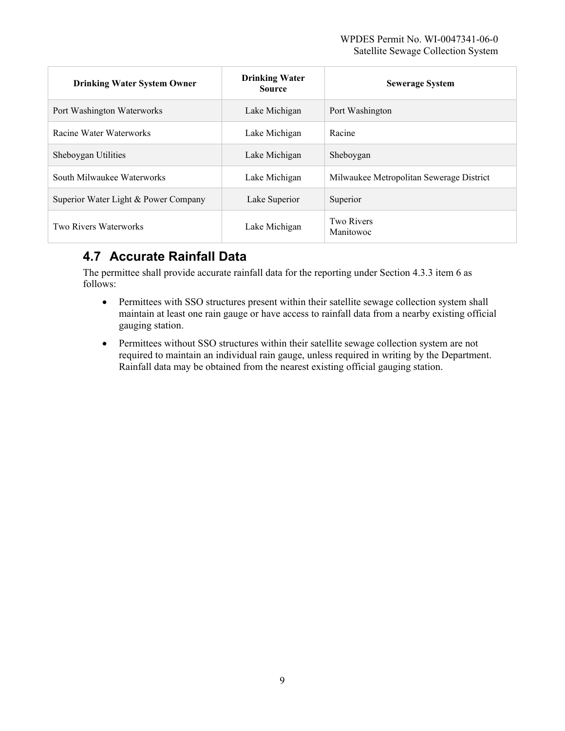| Drinking Water System Owner | Drinking Water Source | Sewerage System |
|---|---|---|
| Port Washington Waterworks | Lake Michigan | Port Washington |
| Racine Water Waterworks | Lake Michigan | Racine |
| Sheboygan Utilities | Lake Michigan | Sheboygan |
| South Milwaukee Waterworks | Lake Michigan | Milwaukee Metropolitan Sewerage District |
| Superior Water Light & Power Company | Lake Superior | Superior |
| Two Rivers Waterworks | Lake Michigan | Two Rivers<br>Manitowoc |

## 4.7 Accurate Rainfall Data

The permittee shall provide accurate rainfall data for the reporting under Section 4.3.3 item 6 as follows:

- Permittees with SSO structures present within their satellite sewage collection system shall maintain at least one rain gauge or have access to rainfall data from a nearby existing official gauging station.
- Permittees without SSO structures within their satellite sewage collection system are not required to maintain an individual rain gauge, unless required in writing by the Department. Rainfall data may be obtained from the nearest existing official gauging station.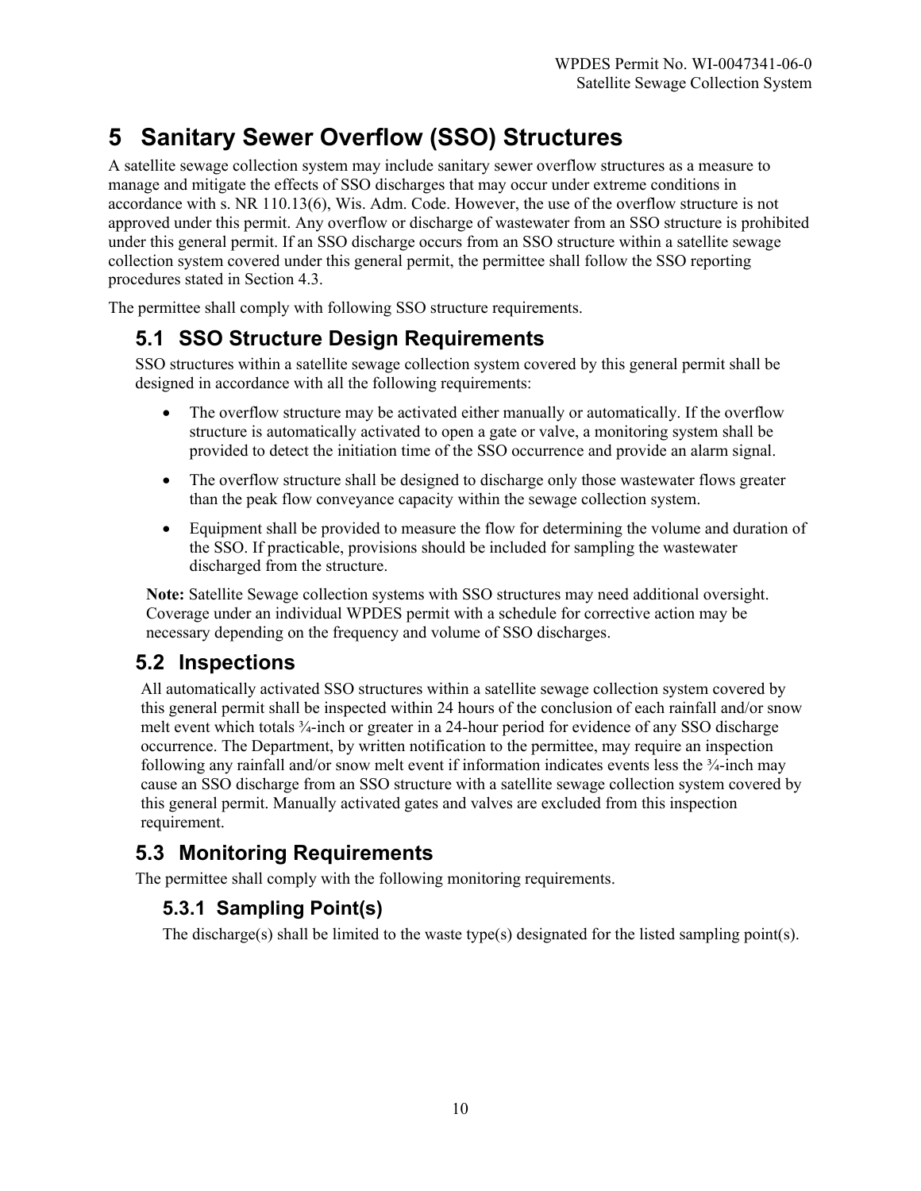# 5 Sanitary Sewer Overflow (SSO) Structures

A satellite sewage collection system may include sanitary sewer overflow structures as a measure to manage and mitigate the effects of SSO discharges that may occur under extreme conditions in accordance with s. NR 110.13(6), Wis. Adm. Code. However, the use of the overflow structure is not approved under this permit. Any overflow or discharge of wastewater from an SSO structure is prohibited under this general permit. If an SSO discharge occurs from an SSO structure within a satellite sewage collection system covered under this general permit, the permittee shall follow the SSO reporting procedures stated in Section 4.3.

The permittee shall comply with following SSO structure requirements.

## 5.1 SSO Structure Design Requirements

SSO structures within a satellite sewage collection system covered by this general permit shall be designed in accordance with all the following requirements:

- The overflow structure may be activated either manually or automatically. If the overflow structure is automatically activated to open a gate or valve, a monitoring system shall be provided to detect the initiation time of the SSO occurrence and provide an alarm signal.
- The overflow structure shall be designed to discharge only those wastewater flows greater than the peak flow conveyance capacity within the sewage collection system.
- Equipment shall be provided to measure the flow for determining the volume and duration of the SSO. If practicable, provisions should be included for sampling the wastewater discharged from the structure.

**Note:** Satellite Sewage collection systems with SSO structures may need additional oversight. Coverage under an individual WPDES permit with a schedule for corrective action may be necessary depending on the frequency and volume of SSO discharges.

## 5.2 Inspections

All automatically activated SSO structures within a satellite sewage collection system covered by this general permit shall be inspected within 24 hours of the conclusion of each rainfall and/or snow melt event which totals ¾-inch or greater in a 24-hour period for evidence of any SSO discharge occurrence. The Department, by written notification to the permittee, may require an inspection following any rainfall and/or snow melt event if information indicates events less the ¾-inch may cause an SSO discharge from an SSO structure with a satellite sewage collection system covered by this general permit. Manually activated gates and valves are excluded from this inspection requirement.

## 5.3 Monitoring Requirements

The permittee shall comply with the following monitoring requirements.

### 5.3.1 Sampling Point(s)

The discharge(s) shall be limited to the waste type(s) designated for the listed sampling point(s).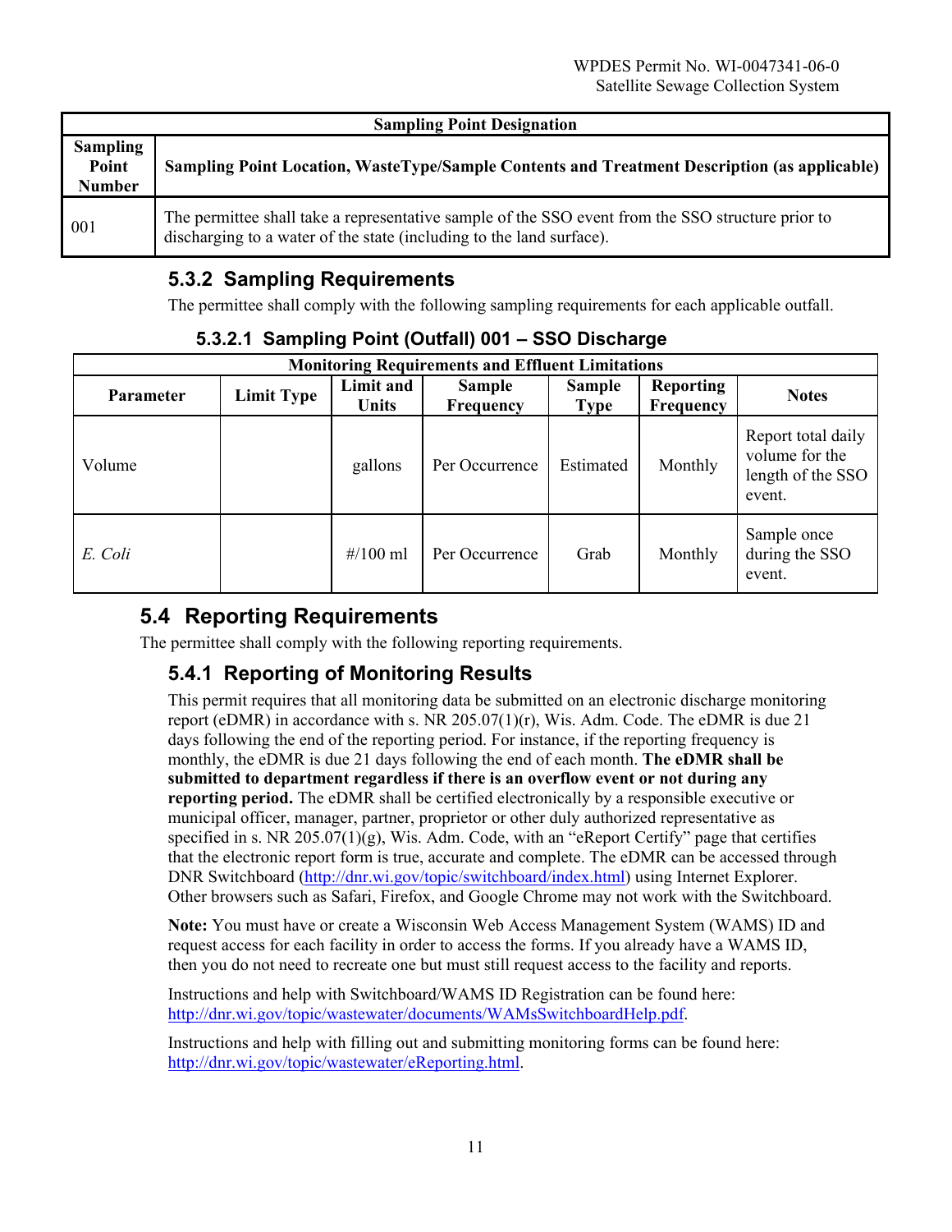| Sampling Point Designation | |
|---|---|
| **Sampling Point Number** | **Sampling Point Location, WasteType/Sample Contents and Treatment Description (as applicable)** |
| 001 | The permittee shall take a representative sample of the SSO event from the SSO structure prior to discharging to a water of the state (including to the land surface). |

### 5.3.2 Sampling Requirements

The permittee shall comply with the following sampling requirements for each applicable outfall.

#### 5.3.2.1 Sampling Point (Outfall) 001 – SSO Discharge

| Monitoring Requirements and Effluent Limitations | | | | | | |
|---|---|---|---|---|---|---|
| **Parameter** | **Limit Type** | **Limit and Units** | **Sample Frequency** | **Sample Type** | **Reporting Frequency** | **Notes** |
| Volume | | gallons | Per Occurrence | Estimated | Monthly | Report total daily volume for the length of the SSO event. |
| *E. Coli* | | #/100 ml | Per Occurrence | Grab | Monthly | Sample once during the SSO event. |

## 5.4 Reporting Requirements

The permittee shall comply with the following reporting requirements.

### 5.4.1 Reporting of Monitoring Results

This permit requires that all monitoring data be submitted on an electronic discharge monitoring report (eDMR) in accordance with s. NR 205.07(1)(r), Wis. Adm. Code. The eDMR is due 21 days following the end of the reporting period. For instance, if the reporting frequency is monthly, the eDMR is due 21 days following the end of each month. **The eDMR shall be submitted to department regardless if there is an overflow event or not during any reporting period.** The eDMR shall be certified electronically by a responsible executive or municipal officer, manager, partner, proprietor or other duly authorized representative as specified in s. NR 205.07(1)(g), Wis. Adm. Code, with an "eReport Certify" page that certifies that the electronic report form is true, accurate and complete. The eDMR can be accessed through DNR Switchboard (http://dnr.wi.gov/topic/switchboard/index.html) using Internet Explorer. Other browsers such as Safari, Firefox, and Google Chrome may not work with the Switchboard.

**Note:** You must have or create a Wisconsin Web Access Management System (WAMS) ID and request access for each facility in order to access the forms. If you already have a WAMS ID, then you do not need to recreate one but must still request access to the facility and reports.

Instructions and help with Switchboard/WAMS ID Registration can be found here: http://dnr.wi.gov/topic/wastewater/documents/WAMsSwitchboardHelp.pdf.

Instructions and help with filling out and submitting monitoring forms can be found here: http://dnr.wi.gov/topic/wastewater/eReporting.html.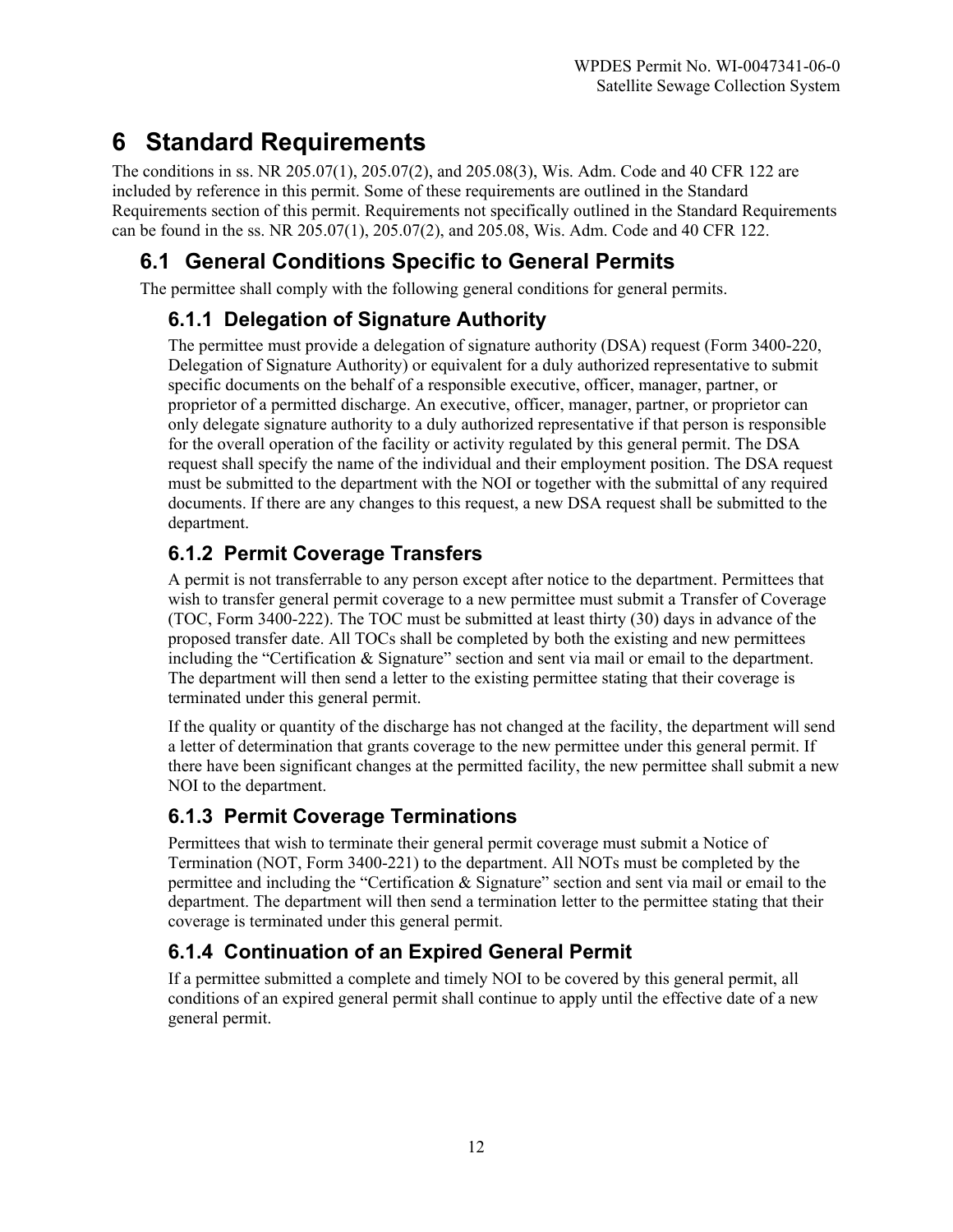# 6 Standard Requirements

The conditions in ss. NR 205.07(1), 205.07(2), and 205.08(3), Wis. Adm. Code and 40 CFR 122 are included by reference in this permit. Some of these requirements are outlined in the Standard Requirements section of this permit. Requirements not specifically outlined in the Standard Requirements can be found in the ss. NR 205.07(1), 205.07(2), and 205.08, Wis. Adm. Code and 40 CFR 122.

## 6.1 General Conditions Specific to General Permits

The permittee shall comply with the following general conditions for general permits.

### 6.1.1 Delegation of Signature Authority

The permittee must provide a delegation of signature authority (DSA) request (Form 3400-220, Delegation of Signature Authority) or equivalent for a duly authorized representative to submit specific documents on the behalf of a responsible executive, officer, manager, partner, or proprietor of a permitted discharge. An executive, officer, manager, partner, or proprietor can only delegate signature authority to a duly authorized representative if that person is responsible for the overall operation of the facility or activity regulated by this general permit. The DSA request shall specify the name of the individual and their employment position. The DSA request must be submitted to the department with the NOI or together with the submittal of any required documents. If there are any changes to this request, a new DSA request shall be submitted to the department.

### 6.1.2 Permit Coverage Transfers

A permit is not transferrable to any person except after notice to the department. Permittees that wish to transfer general permit coverage to a new permittee must submit a Transfer of Coverage (TOC, Form 3400-222). The TOC must be submitted at least thirty (30) days in advance of the proposed transfer date. All TOCs shall be completed by both the existing and new permittees including the "Certification & Signature" section and sent via mail or email to the department. The department will then send a letter to the existing permittee stating that their coverage is terminated under this general permit.

If the quality or quantity of the discharge has not changed at the facility, the department will send a letter of determination that grants coverage to the new permittee under this general permit. If there have been significant changes at the permitted facility, the new permittee shall submit a new NOI to the department.

### 6.1.3 Permit Coverage Terminations

Permittees that wish to terminate their general permit coverage must submit a Notice of Termination (NOT, Form 3400-221) to the department. All NOTs must be completed by the permittee and including the "Certification & Signature" section and sent via mail or email to the department. The department will then send a termination letter to the permittee stating that their coverage is terminated under this general permit.

### 6.1.4 Continuation of an Expired General Permit

If a permittee submitted a complete and timely NOI to be covered by this general permit, all conditions of an expired general permit shall continue to apply until the effective date of a new general permit.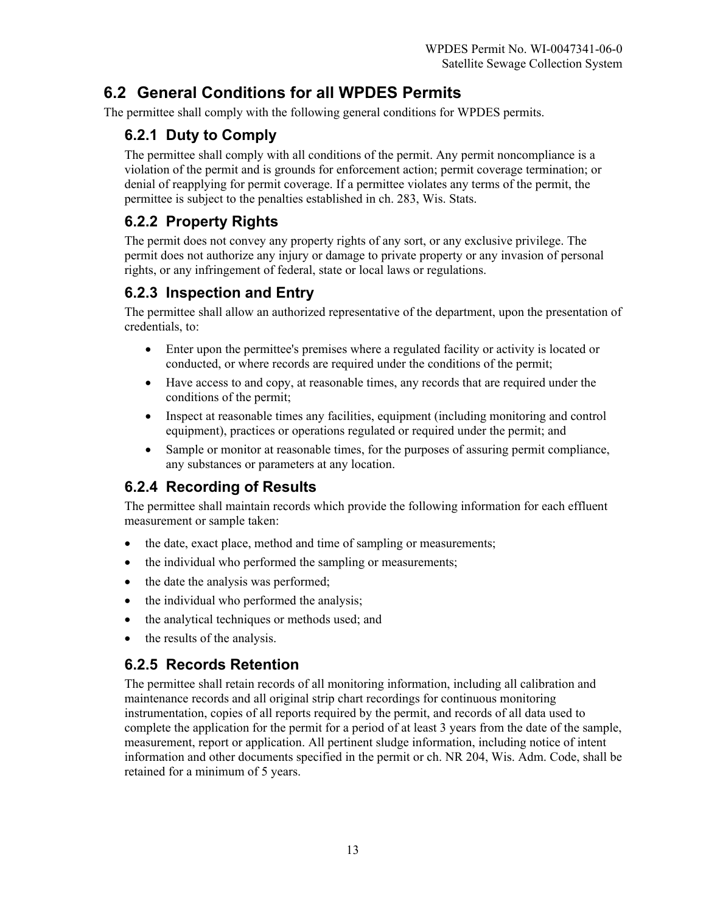## 6.2 General Conditions for all WPDES Permits

The permittee shall comply with the following general conditions for WPDES permits.

### 6.2.1 Duty to Comply

The permittee shall comply with all conditions of the permit. Any permit noncompliance is a violation of the permit and is grounds for enforcement action; permit coverage termination; or denial of reapplying for permit coverage. If a permittee violates any terms of the permit, the permittee is subject to the penalties established in ch. 283, Wis. Stats.

### 6.2.2 Property Rights

The permit does not convey any property rights of any sort, or any exclusive privilege. The permit does not authorize any injury or damage to private property or any invasion of personal rights, or any infringement of federal, state or local laws or regulations.

### 6.2.3 Inspection and Entry

The permittee shall allow an authorized representative of the department, upon the presentation of credentials, to:

- Enter upon the permittee's premises where a regulated facility or activity is located or conducted, or where records are required under the conditions of the permit;
- Have access to and copy, at reasonable times, any records that are required under the conditions of the permit;
- Inspect at reasonable times any facilities, equipment (including monitoring and control equipment), practices or operations regulated or required under the permit; and
- Sample or monitor at reasonable times, for the purposes of assuring permit compliance, any substances or parameters at any location.

### 6.2.4 Recording of Results

The permittee shall maintain records which provide the following information for each effluent measurement or sample taken:

- the date, exact place, method and time of sampling or measurements;
- the individual who performed the sampling or measurements;
- the date the analysis was performed;
- the individual who performed the analysis;
- the analytical techniques or methods used; and
- the results of the analysis.

### 6.2.5 Records Retention

The permittee shall retain records of all monitoring information, including all calibration and maintenance records and all original strip chart recordings for continuous monitoring instrumentation, copies of all reports required by the permit, and records of all data used to complete the application for the permit for a period of at least 3 years from the date of the sample, measurement, report or application. All pertinent sludge information, including notice of intent information and other documents specified in the permit or ch. NR 204, Wis. Adm. Code, shall be retained for a minimum of 5 years.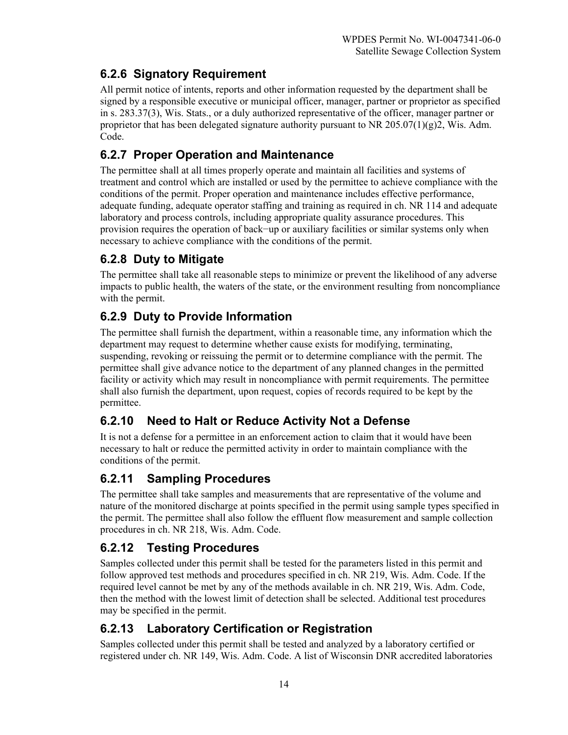### 6.2.6 Signatory Requirement

All permit notice of intents, reports and other information requested by the department shall be signed by a responsible executive or municipal officer, manager, partner or proprietor as specified in s. 283.37(3), Wis. Stats., or a duly authorized representative of the officer, manager partner or proprietor that has been delegated signature authority pursuant to NR 205.07(1)(g)2, Wis. Adm. Code.

### 6.2.7 Proper Operation and Maintenance

The permittee shall at all times properly operate and maintain all facilities and systems of treatment and control which are installed or used by the permittee to achieve compliance with the conditions of the permit. Proper operation and maintenance includes effective performance, adequate funding, adequate operator staffing and training as required in ch. NR 114 and adequate laboratory and process controls, including appropriate quality assurance procedures. This provision requires the operation of back−up or auxiliary facilities or similar systems only when necessary to achieve compliance with the conditions of the permit.

### 6.2.8 Duty to Mitigate

The permittee shall take all reasonable steps to minimize or prevent the likelihood of any adverse impacts to public health, the waters of the state, or the environment resulting from noncompliance with the permit.

### 6.2.9 Duty to Provide Information

The permittee shall furnish the department, within a reasonable time, any information which the department may request to determine whether cause exists for modifying, terminating, suspending, revoking or reissuing the permit or to determine compliance with the permit. The permittee shall give advance notice to the department of any planned changes in the permitted facility or activity which may result in noncompliance with permit requirements. The permittee shall also furnish the department, upon request, copies of records required to be kept by the permittee.

### 6.2.10 Need to Halt or Reduce Activity Not a Defense

It is not a defense for a permittee in an enforcement action to claim that it would have been necessary to halt or reduce the permitted activity in order to maintain compliance with the conditions of the permit.

### 6.2.11 Sampling Procedures

The permittee shall take samples and measurements that are representative of the volume and nature of the monitored discharge at points specified in the permit using sample types specified in the permit. The permittee shall also follow the effluent flow measurement and sample collection procedures in ch. NR 218, Wis. Adm. Code.

### 6.2.12 Testing Procedures

Samples collected under this permit shall be tested for the parameters listed in this permit and follow approved test methods and procedures specified in ch. NR 219, Wis. Adm. Code. If the required level cannot be met by any of the methods available in ch. NR 219, Wis. Adm. Code, then the method with the lowest limit of detection shall be selected. Additional test procedures may be specified in the permit.

### 6.2.13 Laboratory Certification or Registration

Samples collected under this permit shall be tested and analyzed by a laboratory certified or registered under ch. NR 149, Wis. Adm. Code. A list of Wisconsin DNR accredited laboratories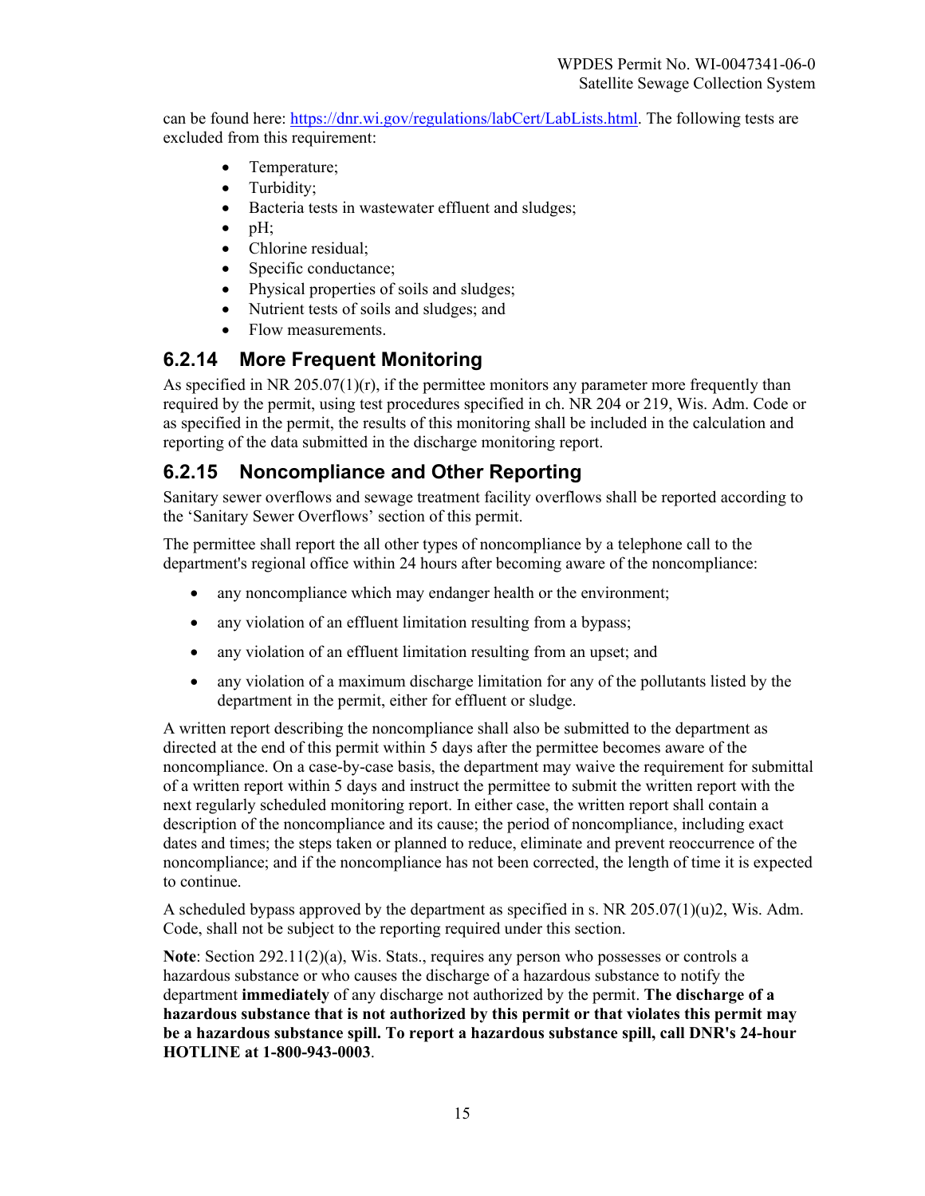can be found here: https://dnr.wi.gov/regulations/labCert/LabLists.html. The following tests are excluded from this requirement:

- Temperature;
- Turbidity;
- Bacteria tests in wastewater effluent and sludges;
- pH;
- Chlorine residual;
- Specific conductance;
- Physical properties of soils and sludges;
- Nutrient tests of soils and sludges; and
- Flow measurements.

### 6.2.14 More Frequent Monitoring

As specified in NR 205.07(1)(r), if the permittee monitors any parameter more frequently than required by the permit, using test procedures specified in ch. NR 204 or 219, Wis. Adm. Code or as specified in the permit, the results of this monitoring shall be included in the calculation and reporting of the data submitted in the discharge monitoring report.

### 6.2.15 Noncompliance and Other Reporting

Sanitary sewer overflows and sewage treatment facility overflows shall be reported according to the 'Sanitary Sewer Overflows' section of this permit.

The permittee shall report the all other types of noncompliance by a telephone call to the department's regional office within 24 hours after becoming aware of the noncompliance:

- any noncompliance which may endanger health or the environment;
- any violation of an effluent limitation resulting from a bypass;
- any violation of an effluent limitation resulting from an upset; and
- any violation of a maximum discharge limitation for any of the pollutants listed by the department in the permit, either for effluent or sludge.

A written report describing the noncompliance shall also be submitted to the department as directed at the end of this permit within 5 days after the permittee becomes aware of the noncompliance. On a case-by-case basis, the department may waive the requirement for submittal of a written report within 5 days and instruct the permittee to submit the written report with the next regularly scheduled monitoring report. In either case, the written report shall contain a description of the noncompliance and its cause; the period of noncompliance, including exact dates and times; the steps taken or planned to reduce, eliminate and prevent reoccurrence of the noncompliance; and if the noncompliance has not been corrected, the length of time it is expected to continue.

A scheduled bypass approved by the department as specified in s. NR 205.07(1)(u)2, Wis. Adm. Code, shall not be subject to the reporting required under this section.

**Note**: Section 292.11(2)(a), Wis. Stats., requires any person who possesses or controls a hazardous substance or who causes the discharge of a hazardous substance to notify the department **immediately** of any discharge not authorized by the permit. **The discharge of a hazardous substance that is not authorized by this permit or that violates this permit may be a hazardous substance spill. To report a hazardous substance spill, call DNR's 24-hour HOTLINE at 1-800-943-0003**.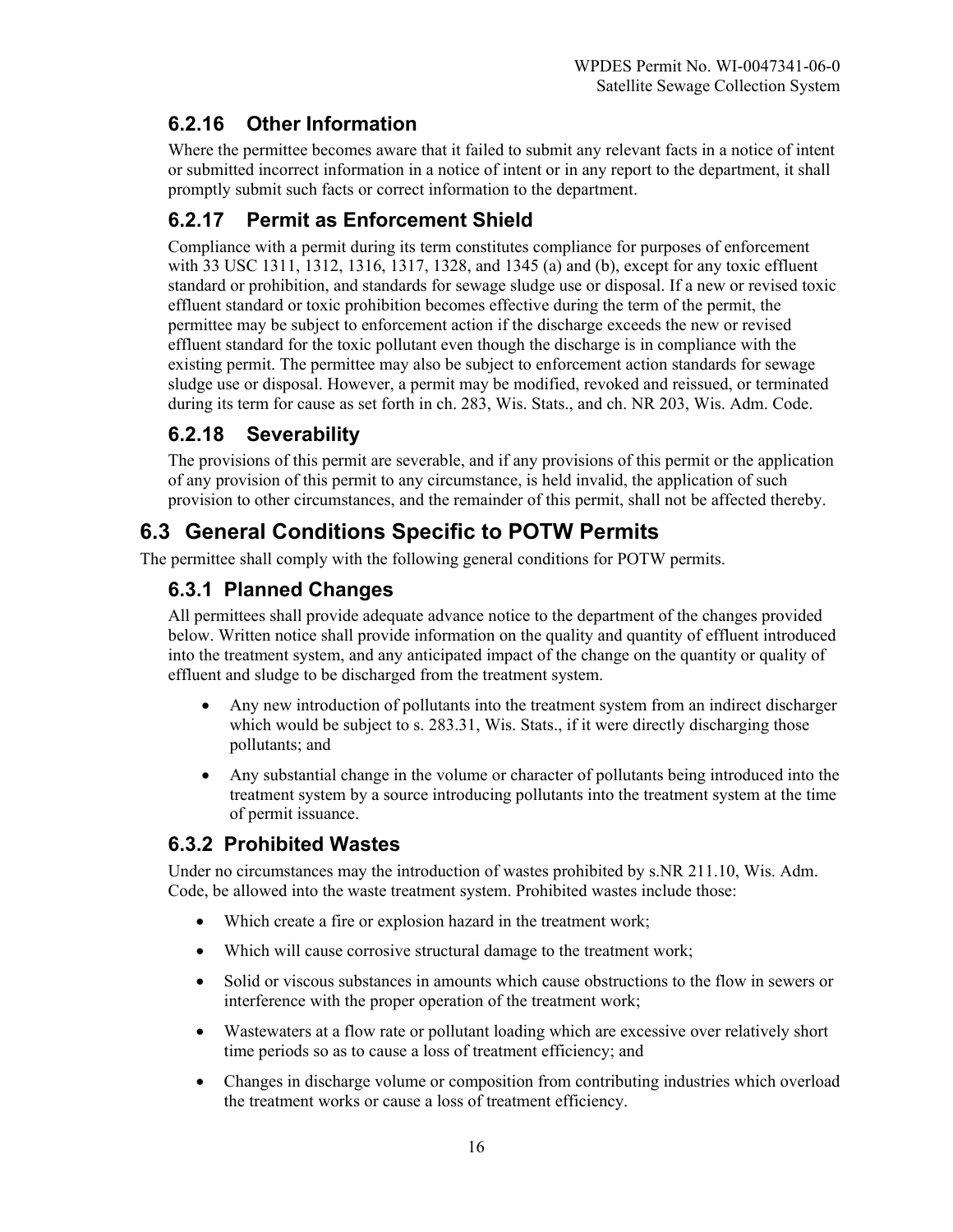### 6.2.16 Other Information

Where the permittee becomes aware that it failed to submit any relevant facts in a notice of intent or submitted incorrect information in a notice of intent or in any report to the department, it shall promptly submit such facts or correct information to the department.

### 6.2.17 Permit as Enforcement Shield

Compliance with a permit during its term constitutes compliance for purposes of enforcement with 33 USC 1311, 1312, 1316, 1317, 1328, and 1345 (a) and (b), except for any toxic effluent standard or prohibition, and standards for sewage sludge use or disposal. If a new or revised toxic effluent standard or toxic prohibition becomes effective during the term of the permit, the permittee may be subject to enforcement action if the discharge exceeds the new or revised effluent standard for the toxic pollutant even though the discharge is in compliance with the existing permit. The permittee may also be subject to enforcement action standards for sewage sludge use or disposal. However, a permit may be modified, revoked and reissued, or terminated during its term for cause as set forth in ch. 283, Wis. Stats., and ch. NR 203, Wis. Adm. Code.

### 6.2.18 Severability

The provisions of this permit are severable, and if any provisions of this permit or the application of any provision of this permit to any circumstance, is held invalid, the application of such provision to other circumstances, and the remainder of this permit, shall not be affected thereby.

## 6.3 General Conditions Specific to POTW Permits

The permittee shall comply with the following general conditions for POTW permits.

### 6.3.1 Planned Changes

All permittees shall provide adequate advance notice to the department of the changes provided below. Written notice shall provide information on the quality and quantity of effluent introduced into the treatment system, and any anticipated impact of the change on the quantity or quality of effluent and sludge to be discharged from the treatment system.

- Any new introduction of pollutants into the treatment system from an indirect discharger which would be subject to s. 283.31, Wis. Stats., if it were directly discharging those pollutants; and
- Any substantial change in the volume or character of pollutants being introduced into the treatment system by a source introducing pollutants into the treatment system at the time of permit issuance.

### 6.3.2 Prohibited Wastes

Under no circumstances may the introduction of wastes prohibited by s.NR 211.10, Wis. Adm. Code, be allowed into the waste treatment system. Prohibited wastes include those:

- Which create a fire or explosion hazard in the treatment work;
- Which will cause corrosive structural damage to the treatment work;
- Solid or viscous substances in amounts which cause obstructions to the flow in sewers or interference with the proper operation of the treatment work;
- Wastewaters at a flow rate or pollutant loading which are excessive over relatively short time periods so as to cause a loss of treatment efficiency; and
- Changes in discharge volume or composition from contributing industries which overload the treatment works or cause a loss of treatment efficiency.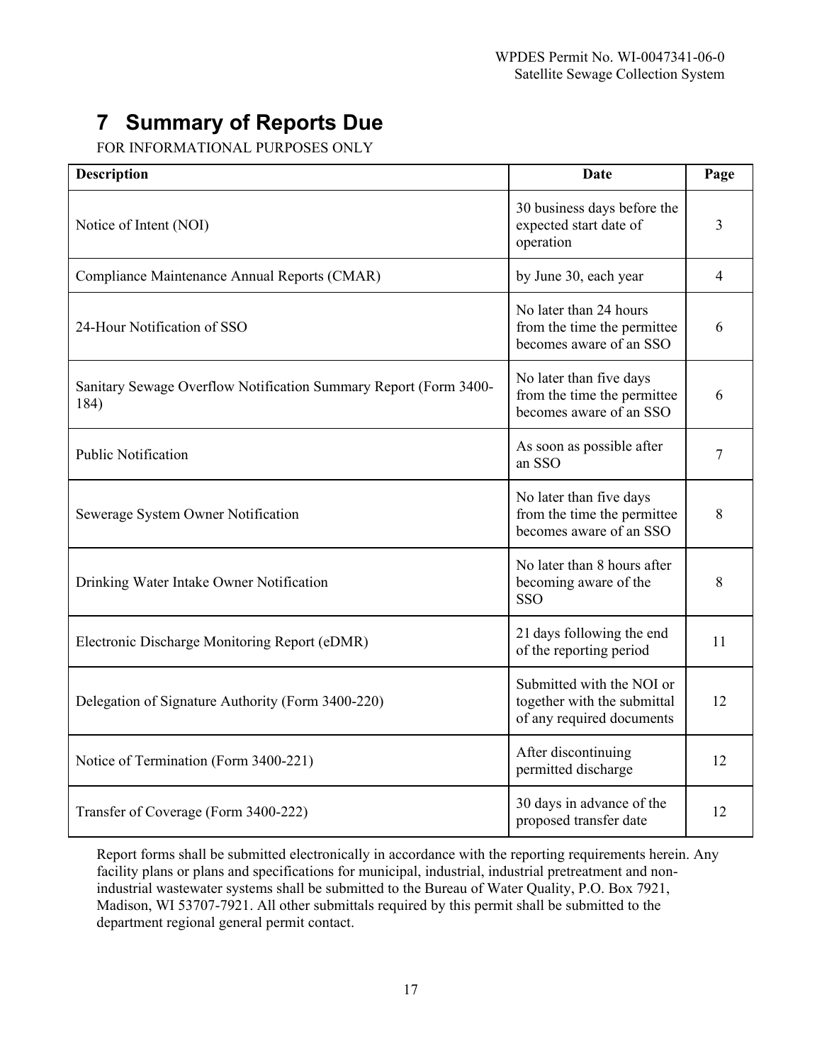# 7 Summary of Reports Due

FOR INFORMATIONAL PURPOSES ONLY

| Description | Date | Page |
|---|---|---|
| Notice of Intent (NOI) | 30 business days before the expected start date of operation | 3 |
| Compliance Maintenance Annual Reports (CMAR) | by June 30, each year | 4 |
| 24-Hour Notification of SSO | No later than 24 hours from the time the permittee becomes aware of an SSO | 6 |
| Sanitary Sewage Overflow Notification Summary Report (Form 3400-184) | No later than five days from the time the permittee becomes aware of an SSO | 6 |
| Public Notification | As soon as possible after an SSO | 7 |
| Sewerage System Owner Notification | No later than five days from the time the permittee becomes aware of an SSO | 8 |
| Drinking Water Intake Owner Notification | No later than 8 hours after becoming aware of the SSO | 8 |
| Electronic Discharge Monitoring Report (eDMR) | 21 days following the end of the reporting period | 11 |
| Delegation of Signature Authority (Form 3400-220) | Submitted with the NOI or together with the submittal of any required documents | 12 |
| Notice of Termination (Form 3400-221) | After discontinuing permitted discharge | 12 |
| Transfer of Coverage (Form 3400-222) | 30 days in advance of the proposed transfer date | 12 |

Report forms shall be submitted electronically in accordance with the reporting requirements herein. Any facility plans or plans and specifications for municipal, industrial, industrial pretreatment and non-industrial wastewater systems shall be submitted to the Bureau of Water Quality, P.O. Box 7921, Madison, WI 53707-7921. All other submittals required by this permit shall be submitted to the department regional general permit contact.